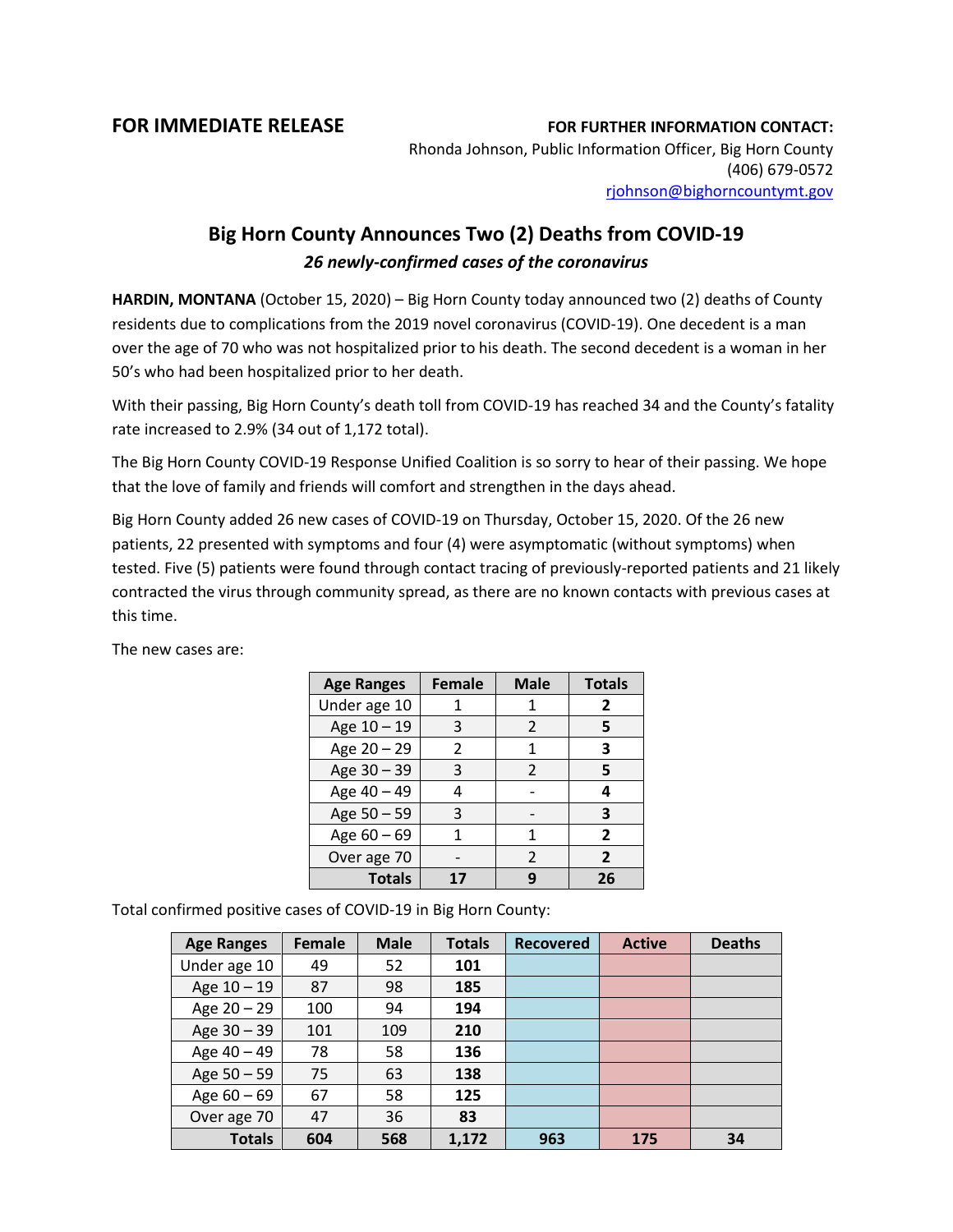**FOR IMMEDIATE RELEASE**

**FOR FURTHER INFORMATION CONTACT:**
Rhonda Johnson, Public Information Officer, Big Horn County
(406) 679-0572
rjohnson@bighorncountymt.gov

## Big Horn County Announces Two (2) Deaths from COVID-19

***26 newly-confirmed cases of the coronavirus***

**HARDIN, MONTANA** (October 15, 2020) – Big Horn County today announced two (2) deaths of County residents due to complications from the 2019 novel coronavirus (COVID-19). One decedent is a man over the age of 70 who was not hospitalized prior to his death. The second decedent is a woman in her 50's who had been hospitalized prior to her death.

With their passing, Big Horn County's death toll from COVID-19 has reached 34 and the County's fatality rate increased to 2.9% (34 out of 1,172 total).

The Big Horn County COVID-19 Response Unified Coalition is so sorry to hear of their passing. We hope that the love of family and friends will comfort and strengthen in the days ahead.

Big Horn County added 26 new cases of COVID-19 on Thursday, October 15, 2020. Of the 26 new patients, 22 presented with symptoms and four (4) were asymptomatic (without symptoms) when tested. Five (5) patients were found through contact tracing of previously-reported patients and 21 likely contracted the virus through community spread, as there are no known contacts with previous cases at this time.

The new cases are:

| Age Ranges | Female | Male | Totals |
|---|---|---|---|
| Under age 10 | 1 | 1 | **2** |
| Age 10 – 19 | 3 | 2 | **5** |
| Age 20 – 29 | 2 | 1 | **3** |
| Age 30 – 39 | 3 | 2 | **5** |
| Age 40 – 49 | 4 | - | **4** |
| Age 50 – 59 | 3 | - | **3** |
| Age 60 – 69 | 1 | 1 | **2** |
| Over age 70 | - | 2 | **2** |
| **Totals** | **17** | **9** | **26** |

Total confirmed positive cases of COVID-19 in Big Horn County:

| Age Ranges | Female | Male | Totals | Recovered | Active | Deaths |
|---|---|---|---|---|---|---|
| Under age 10 | 49 | 52 | **101** | | | |
| Age 10 – 19 | 87 | 98 | **185** | | | |
| Age 20 – 29 | 100 | 94 | **194** | | | |
| Age 30 – 39 | 101 | 109 | **210** | | | |
| Age 40 – 49 | 78 | 58 | **136** | | | |
| Age 50 – 59 | 75 | 63 | **138** | | | |
| Age 60 – 69 | 67 | 58 | **125** | | | |
| Over age 70 | 47 | 36 | **83** | | | |
| **Totals** | **604** | **568** | **1,172** | **963** | **175** | **34** |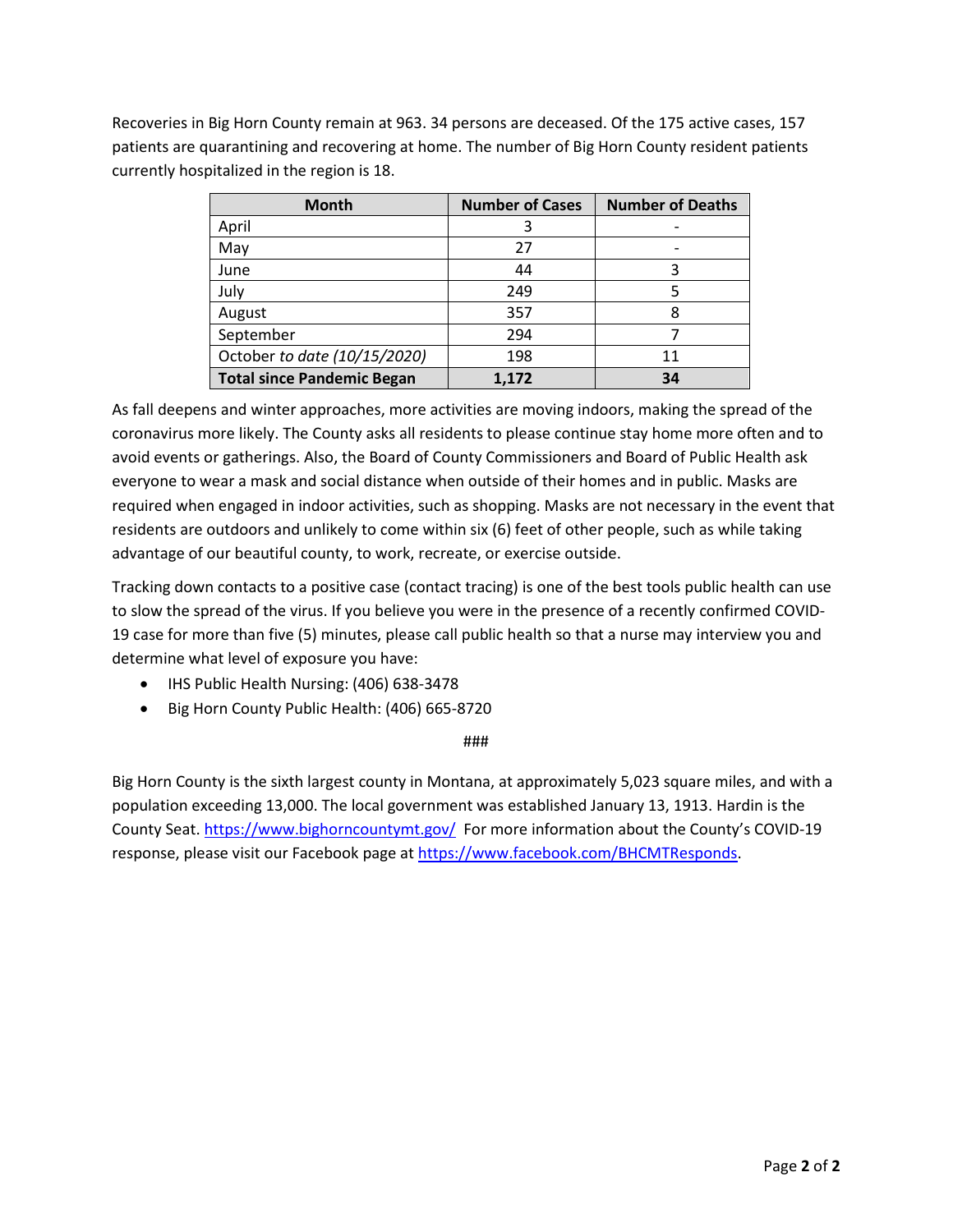Recoveries in Big Horn County remain at 963. 34 persons are deceased. Of the 175 active cases, 157 patients are quarantining and recovering at home. The number of Big Horn County resident patients currently hospitalized in the region is 18.

| Month | Number of Cases | Number of Deaths |
| --- | --- | --- |
| April | 3 | - |
| May | 27 | - |
| June | 44 | 3 |
| July | 249 | 5 |
| August | 357 | 8 |
| September | 294 | 7 |
| October *to date (10/15/2020)* | 198 | 11 |
| **Total since Pandemic Began** | **1,172** | **34** |

As fall deepens and winter approaches, more activities are moving indoors, making the spread of the coronavirus more likely. The County asks all residents to please continue stay home more often and to avoid events or gatherings. Also, the Board of County Commissioners and Board of Public Health ask everyone to wear a mask and social distance when outside of their homes and in public. Masks are required when engaged in indoor activities, such as shopping. Masks are not necessary in the event that residents are outdoors and unlikely to come within six (6) feet of other people, such as while taking advantage of our beautiful county, to work, recreate, or exercise outside.

Tracking down contacts to a positive case (contact tracing) is one of the best tools public health can use to slow the spread of the virus. If you believe you were in the presence of a recently confirmed COVID-19 case for more than five (5) minutes, please call public health so that a nurse may interview you and determine what level of exposure you have:

- IHS Public Health Nursing: (406) 638-3478
- Big Horn County Public Health: (406) 665-8720

###

Big Horn County is the sixth largest county in Montana, at approximately 5,023 square miles, and with a population exceeding 13,000. The local government was established January 13, 1913. Hardin is the County Seat. https://www.bighorncountymt.gov/ For more information about the County's COVID-19 response, please visit our Facebook page at https://www.facebook.com/BHCMTResponds.